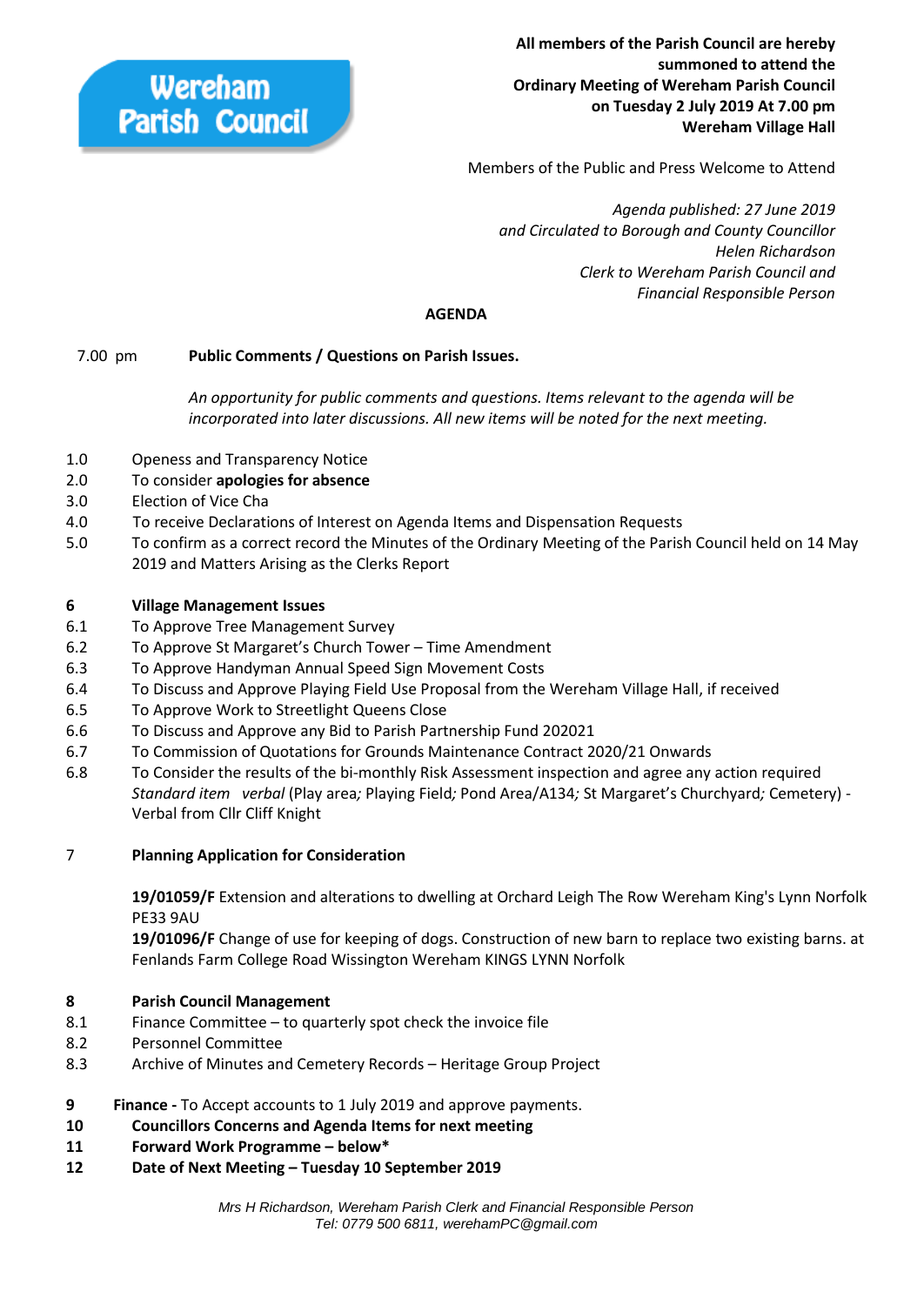**Wereham Parish Council**

**All members of the Parish Council are hereby summoned to attend the Ordinary Meeting of Wereham Parish Council on Tuesday 2 July 2019 At 7.00 pm Wereham Village Hall**

Members of the Public and Press Welcome to Attend

*Agenda published: 27 June 2019*
*and Circulated to Borough and County Councillor*
*Helen Richardson*
*Clerk to Wereham Parish Council and*
*Financial Responsible Person*

## AGENDA

7.00 pm **Public Comments / Questions on Parish Issues.**

*An opportunity for public comments and questions. Items relevant to the agenda will be incorporated into later discussions. All new items will be noted for the next meeting.*

1.0 Openess and Transparency Notice
2.0 To consider **apologies for absence**
3.0 Election of Vice Cha
4.0 To receive Declarations of Interest on Agenda Items and Dispensation Requests
5.0 To confirm as a correct record the Minutes of the Ordinary Meeting of the Parish Council held on 14 May 2019 and Matters Arising as the Clerks Report

**6 Village Management Issues**
6.1 To Approve Tree Management Survey
6.2 To Approve St Margaret's Church Tower – Time Amendment
6.3 To Approve Handyman Annual Speed Sign Movement Costs
6.4 To Discuss and Approve Playing Field Use Proposal from the Wereham Village Hall, if received
6.5 To Approve Work to Streetlight Queens Close
6.6 To Discuss and Approve any Bid to Parish Partnership Fund 202021
6.7 To Commission of Quotations for Grounds Maintenance Contract 2020/21 Onwards
6.8 To Consider the results of the bi-monthly Risk Assessment inspection and agree any action required *Standard item verbal* (Play area*;* Playing Field*;* Pond Area/A134*;* St Margaret's Churchyard*;* Cemetery) - Verbal from Cllr Cliff Knight

7 **Planning Application for Consideration**

**19/01059/F** Extension and alterations to dwelling at Orchard Leigh The Row Wereham King's Lynn Norfolk PE33 9AU
**19/01096/F** Change of use for keeping of dogs. Construction of new barn to replace two existing barns. at Fenlands Farm College Road Wissington Wereham KINGS LYNN Norfolk

**8 Parish Council Management**
8.1 Finance Committee – to quarterly spot check the invoice file
8.2 Personnel Committee
8.3 Archive of Minutes and Cemetery Records – Heritage Group Project

**9 Finance -** To Accept accounts to 1 July 2019 and approve payments.
**10 Councillors Concerns and Agenda Items for next meeting**
**11 Forward Work Programme – below***
**12 Date of Next Meeting – Tuesday 10 September 2019**

*Mrs H Richardson, Wereham Parish Clerk and Financial Responsible Person*
*Tel: 0779 500 6811, werehamPC@gmail.com*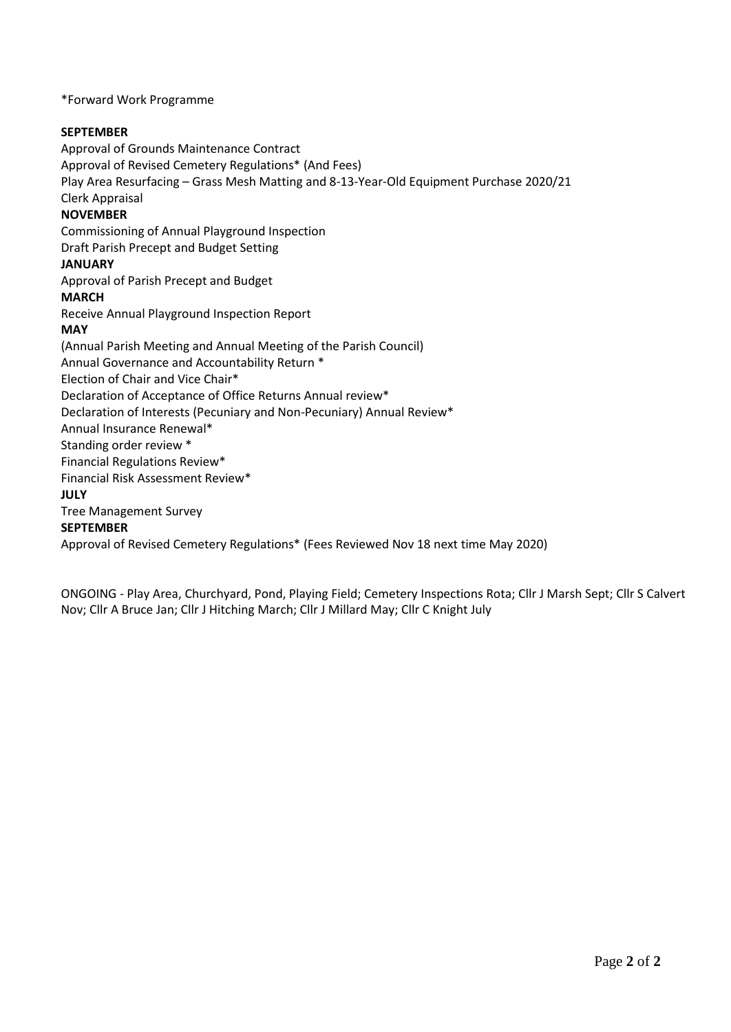*Forward Work Programme

**SEPTEMBER**
Approval of Grounds Maintenance Contract
Approval of Revised Cemetery Regulations* (And Fees)
Play Area Resurfacing – Grass Mesh Matting and 8-13-Year-Old Equipment Purchase 2020/21
Clerk Appraisal
**NOVEMBER**
Commissioning of Annual Playground Inspection
Draft Parish Precept and Budget Setting
**JANUARY**
Approval of Parish Precept and Budget
**MARCH**
Receive Annual Playground Inspection Report
**MAY**
(Annual Parish Meeting and Annual Meeting of the Parish Council)
Annual Governance and Accountability Return *
Election of Chair and Vice Chair*
Declaration of Acceptance of Office Returns Annual review*
Declaration of Interests (Pecuniary and Non-Pecuniary) Annual Review*
Annual Insurance Renewal*
Standing order review *
Financial Regulations Review*
Financial Risk Assessment Review*
**JULY**
Tree Management Survey
**SEPTEMBER**
Approval of Revised Cemetery Regulations* (Fees Reviewed Nov 18 next time May 2020)

ONGOING - Play Area, Churchyard, Pond, Playing Field; Cemetery Inspections Rota; Cllr J Marsh Sept; Cllr S Calvert Nov; Cllr A Bruce Jan; Cllr J Hitching March; Cllr J Millard May; Cllr C Knight July